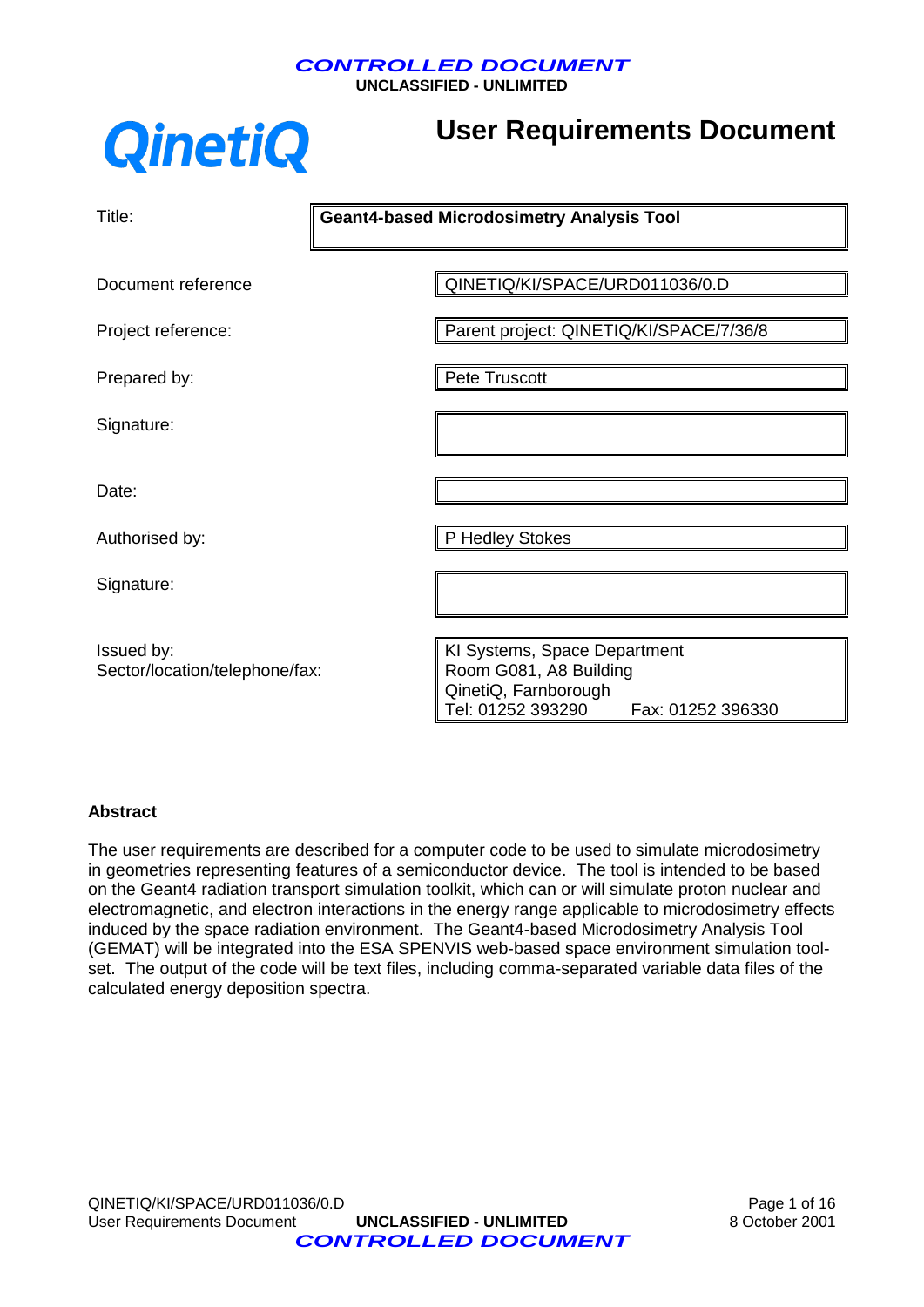**CONTROLLED DOCUMENT**
**UNCLASSIFIED - UNLIMITED**

QinetiQ

# User Requirements Document

| | |
|---|---|
| Title: | **Geant4-based Microdosimetry Analysis Tool** |
| Document reference | QINETIQ/KI/SPACE/URD011036/0.D |
| Project reference: | Parent project: QINETIQ/KI/SPACE/7/36/8 |
| Prepared by: | Pete Truscott |
| Signature: | |
| Date: | |
| Authorised by: | P Hedley Stokes |
| Signature: | |
| Issued by: Sector/location/telephone/fax: | KI Systems, Space Department<br>Room G081, A8 Building<br>QinetiQ, Farnborough<br>Tel: 01252 393290 Fax: 01252 396330 |

### Abstract

The user requirements are described for a computer code to be used to simulate microdosimetry in geometries representing features of a semiconductor device. The tool is intended to be based on the Geant4 radiation transport simulation toolkit, which can or will simulate proton nuclear and electromagnetic, and electron interactions in the energy range applicable to microdosimetry effects induced by the space radiation environment. The Geant4-based Microdosimetry Analysis Tool (GEMAT) will be integrated into the ESA SPENVIS web-based space environment simulation tool-set. The output of the code will be text files, including comma-separated variable data files of the calculated energy deposition spectra.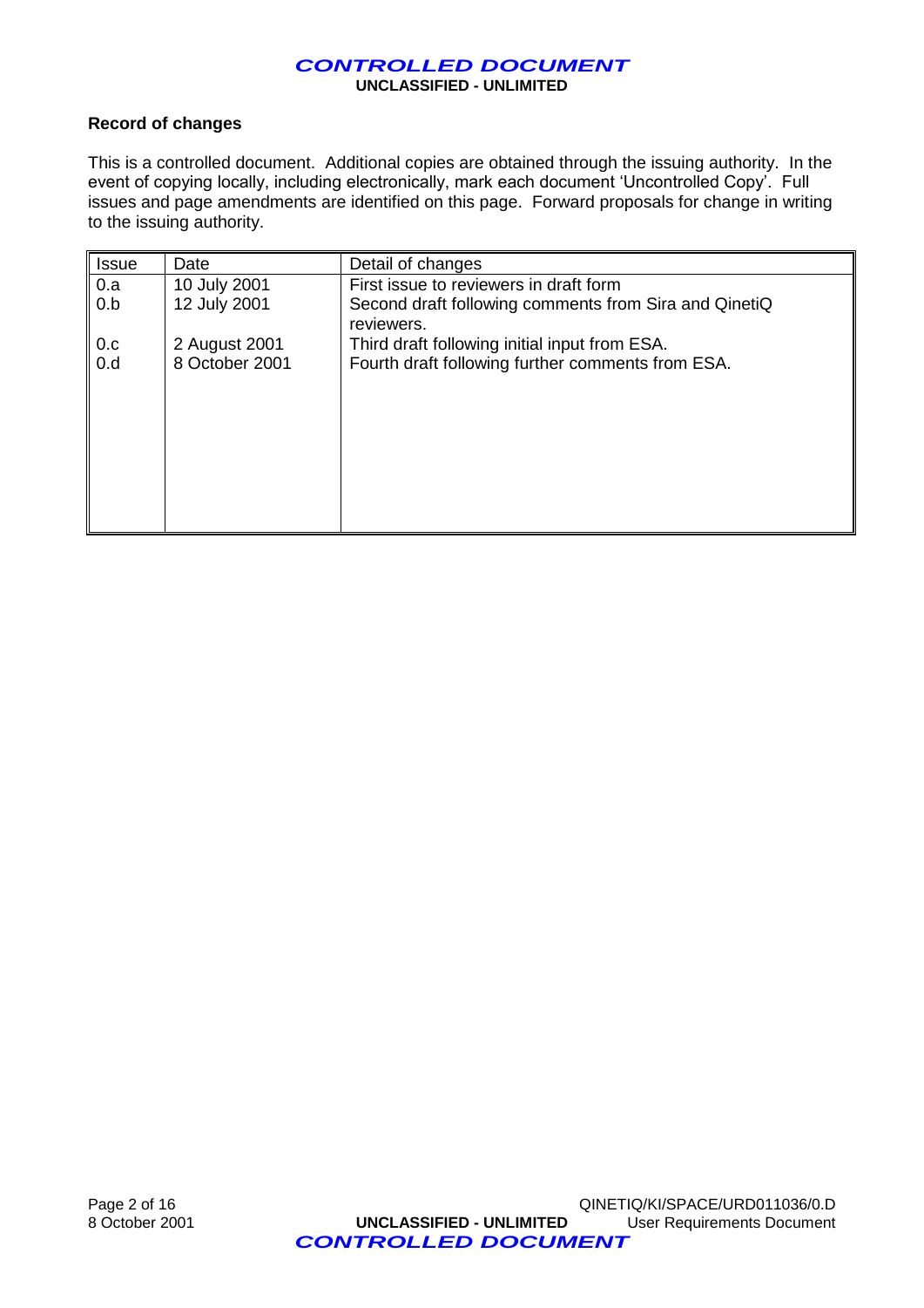### Record of changes

This is a controlled document. Additional copies are obtained through the issuing authority. In the event of copying locally, including electronically, mark each document 'Uncontrolled Copy'. Full issues and page amendments are identified on this page. Forward proposals for change in writing to the issuing authority.

| Issue | Date | Detail of changes |
|---|---|---|
| 0.a | 10 July 2001 | First issue to reviewers in draft form |
| 0.b | 12 July 2001 | Second draft following comments from Sira and QinetiQ reviewers. |
| 0.c | 2 August 2001 | Third draft following initial input from ESA. |
| 0.d | 8 October 2001 | Fourth draft following further comments from ESA. |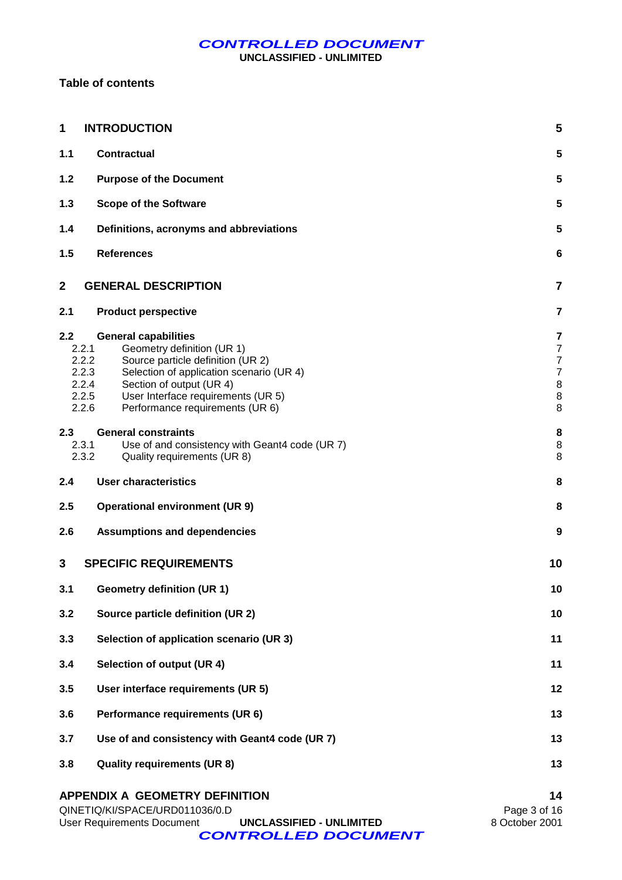**Table of contents**

| | | |
|---|---|---|
| **1** | **INTRODUCTION** | **5** |
| **1.1** | **Contractual** | **5** |
| **1.2** | **Purpose of the Document** | **5** |
| **1.3** | **Scope of the Software** | **5** |
| **1.4** | **Definitions, acronyms and abbreviations** | **5** |
| **1.5** | **References** | **6** |
| **2** | **GENERAL DESCRIPTION** | **7** |
| **2.1** | **Product perspective** | **7** |
| **2.2** | **General capabilities** | **7** |
| 2.2.1 | Geometry definition (UR 1) | 7 |
| 2.2.2 | Source particle definition (UR 2) | 7 |
| 2.2.3 | Selection of application scenario (UR 4) | 7 |
| 2.2.4 | Section of output (UR 4) | 8 |
| 2.2.5 | User Interface requirements (UR 5) | 8 |
| 2.2.6 | Performance requirements (UR 6) | 8 |
| **2.3** | **General constraints** | **8** |
| 2.3.1 | Use of and consistency with Geant4 code (UR 7) | 8 |
| 2.3.2 | Quality requirements (UR 8) | 8 |
| **2.4** | **User characteristics** | **8** |
| **2.5** | **Operational environment (UR 9)** | **8** |
| **2.6** | **Assumptions and dependencies** | **9** |
| **3** | **SPECIFIC REQUIREMENTS** | **10** |
| **3.1** | **Geometry definition (UR 1)** | **10** |
| **3.2** | **Source particle definition (UR 2)** | **10** |
| **3.3** | **Selection of application scenario (UR 3)** | **11** |
| **3.4** | **Selection of output (UR 4)** | **11** |
| **3.5** | **User interface requirements (UR 5)** | **12** |
| **3.6** | **Performance requirements (UR 6)** | **13** |
| **3.7** | **Use of and consistency with Geant4 code (UR 7)** | **13** |
| **3.8** | **Quality requirements (UR 8)** | **13** |
| | **APPENDIX A GEOMETRY DEFINITION** | **14** |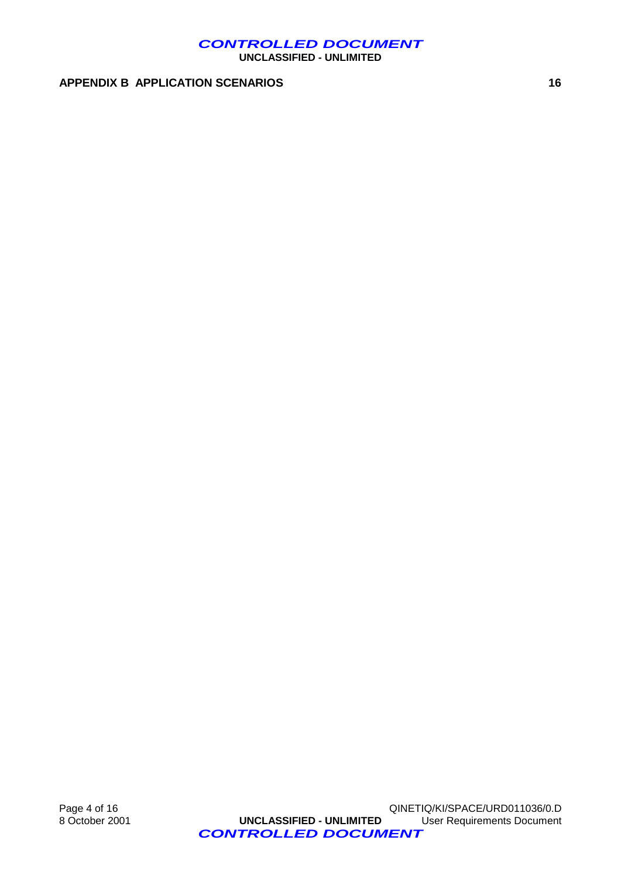**APPENDIX B APPLICATION SCENARIOS** 16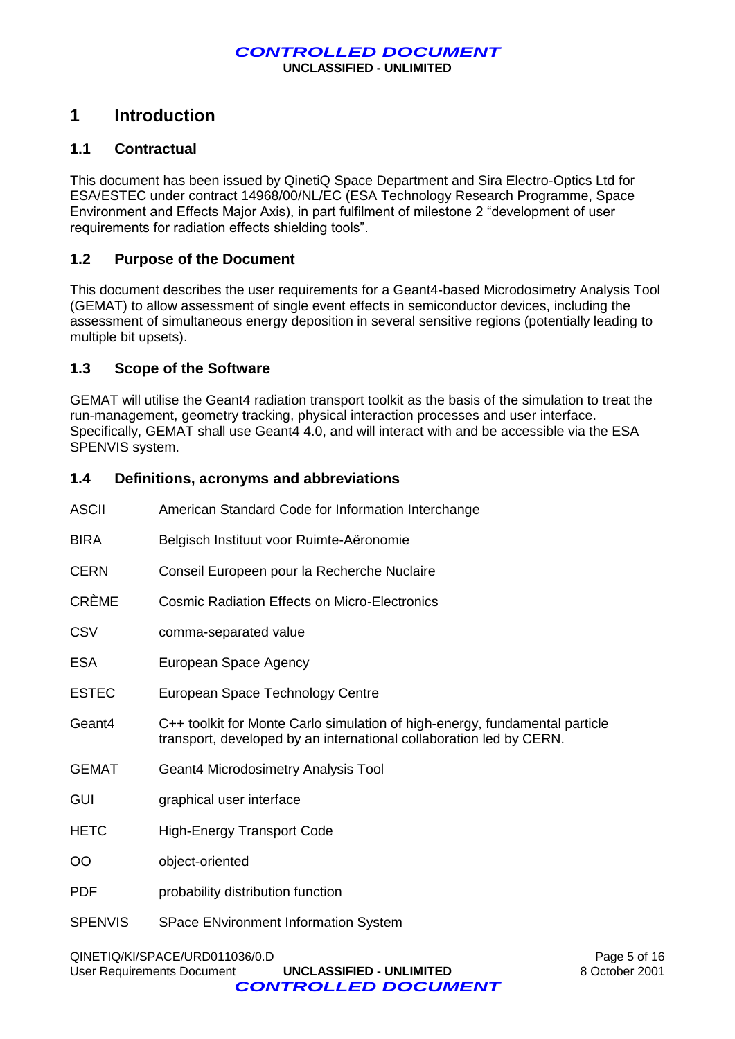# 1 Introduction

## 1.1 Contractual

This document has been issued by QinetiQ Space Department and Sira Electro-Optics Ltd for ESA/ESTEC under contract 14968/00/NL/EC (ESA Technology Research Programme, Space Environment and Effects Major Axis), in part fulfilment of milestone 2 "development of user requirements for radiation effects shielding tools".

## 1.2 Purpose of the Document

This document describes the user requirements for a Geant4-based Microdosimetry Analysis Tool (GEMAT) to allow assessment of single event effects in semiconductor devices, including the assessment of simultaneous energy deposition in several sensitive regions (potentially leading to multiple bit upsets).

## 1.3 Scope of the Software

GEMAT will utilise the Geant4 radiation transport toolkit as the basis of the simulation to treat the run-management, geometry tracking, physical interaction processes and user interface. Specifically, GEMAT shall use Geant4 4.0, and will interact with and be accessible via the ESA SPENVIS system.

## 1.4 Definitions, acronyms and abbreviations

| | |
|---|---|
| ASCII | American Standard Code for Information Interchange |
| BIRA | Belgisch Instituut voor Ruimte-Aëronomie |
| CERN | Conseil Europeen pour la Recherche Nuclaire |
| CRÈME | Cosmic Radiation Effects on Micro-Electronics |
| CSV | comma-separated value |
| ESA | European Space Agency |
| ESTEC | European Space Technology Centre |
| Geant4 | C++ toolkit for Monte Carlo simulation of high-energy, fundamental particle transport, developed by an international collaboration led by CERN. |
| GEMAT | Geant4 Microdosimetry Analysis Tool |
| GUI | graphical user interface |
| HETC | High-Energy Transport Code |
| OO | object-oriented |
| PDF | probability distribution function |
| SPENVIS | SPace ENvironment Information System |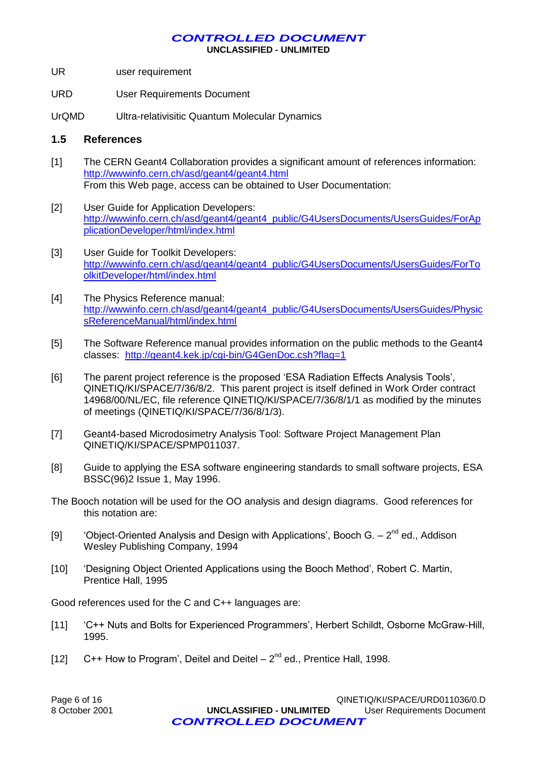| | |
|---|---|
| UR | user requirement |
| URD | User Requirements Document |
| UrQMD | Ultra-relativisitic Quantum Molecular Dynamics |

### 1.5 References

[1] The CERN Geant4 Collaboration provides a significant amount of references information: http://wwwinfo.cern.ch/asd/geant4/geant4.html
From this Web page, access can be obtained to User Documentation:

[2] User Guide for Application Developers: http://wwwinfo.cern.ch/asd/geant4/geant4_public/G4UsersDocuments/UsersGuides/ForApplicationDeveloper/html/index.html

[3] User Guide for Toolkit Developers: http://wwwinfo.cern.ch/asd/geant4/geant4_public/G4UsersDocuments/UsersGuides/ForToolkitDeveloper/html/index.html

[4] The Physics Reference manual: http://wwwinfo.cern.ch/asd/geant4/geant4_public/G4UsersDocuments/UsersGuides/PhysicsReferenceManual/html/index.html

[5] The Software Reference manual provides information on the public methods to the Geant4 classes: http://geant4.kek.jp/cgi-bin/G4GenDoc.csh?flag=1

[6] The parent project reference is the proposed 'ESA Radiation Effects Analysis Tools', QINETIQ/KI/SPACE/7/36/8/2. This parent project is itself defined in Work Order contract 14968/00/NL/EC, file reference QINETIQ/KI/SPACE/7/36/8/1/1 as modified by the minutes of meetings (QINETIQ/KI/SPACE/7/36/8/1/3).

[7] Geant4-based Microdosimetry Analysis Tool: Software Project Management Plan QINETIQ/KI/SPACE/SPMP011037.

[8] Guide to applying the ESA software engineering standards to small software projects, ESA BSSC(96)2 Issue 1, May 1996.

The Booch notation will be used for the OO analysis and design diagrams. Good references for this notation are:

[9] 'Object-Oriented Analysis and Design with Applications', Booch G. – 2nd ed., Addison Wesley Publishing Company, 1994

[10] 'Designing Object Oriented Applications using the Booch Method', Robert C. Martin, Prentice Hall, 1995

Good references used for the C and C++ languages are:

[11] 'C++ Nuts and Bolts for Experienced Programmers', Herbert Schildt, Osborne McGraw-Hill, 1995.

[12] C++ How to Program', Deitel and Deitel – 2nd ed., Prentice Hall, 1998.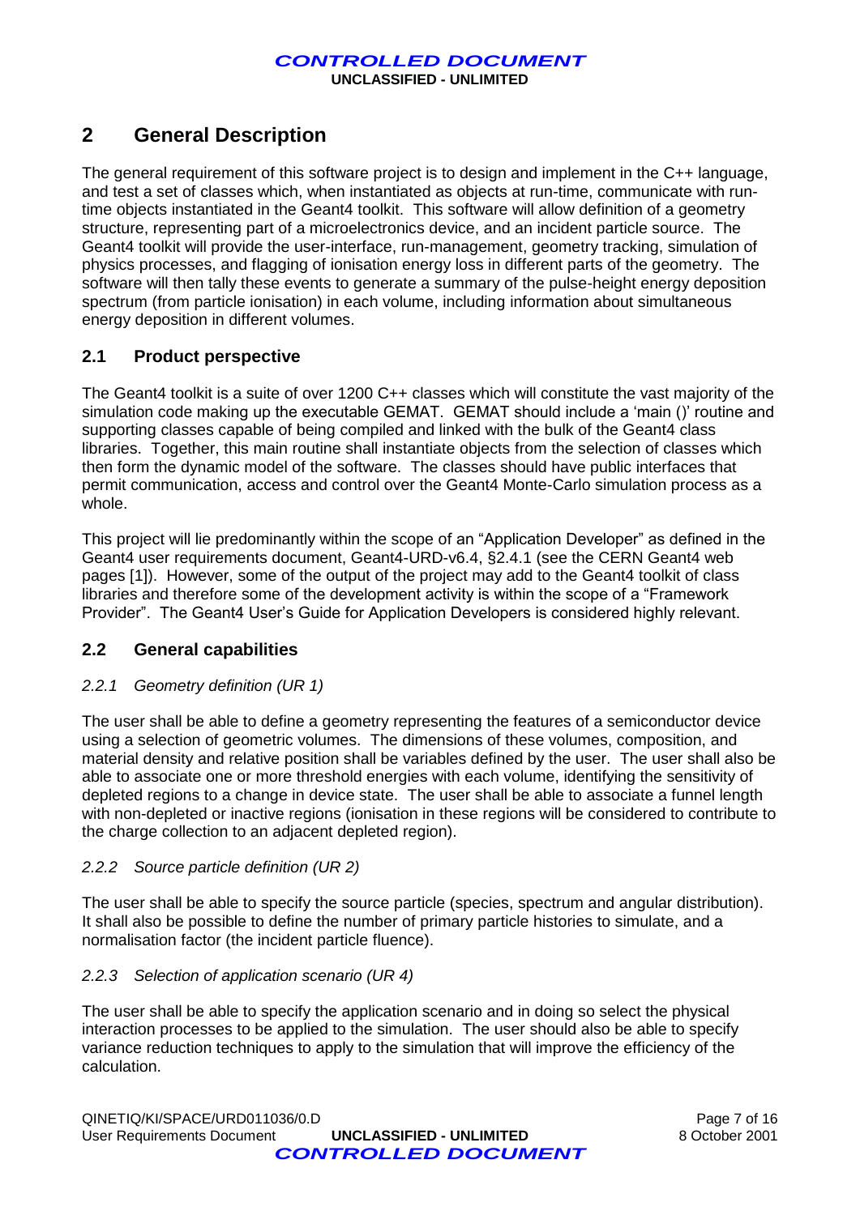# 2 General Description

The general requirement of this software project is to design and implement in the C++ language, and test a set of classes which, when instantiated as objects at run-time, communicate with run-time objects instantiated in the Geant4 toolkit. This software will allow definition of a geometry structure, representing part of a microelectronics device, and an incident particle source. The Geant4 toolkit will provide the user-interface, run-management, geometry tracking, simulation of physics processes, and flagging of ionisation energy loss in different parts of the geometry. The software will then tally these events to generate a summary of the pulse-height energy deposition spectrum (from particle ionisation) in each volume, including information about simultaneous energy deposition in different volumes.

## 2.1 Product perspective

The Geant4 toolkit is a suite of over 1200 C++ classes which will constitute the vast majority of the simulation code making up the executable GEMAT. GEMAT should include a 'main ()' routine and supporting classes capable of being compiled and linked with the bulk of the Geant4 class libraries. Together, this main routine shall instantiate objects from the selection of classes which then form the dynamic model of the software. The classes should have public interfaces that permit communication, access and control over the Geant4 Monte-Carlo simulation process as a whole.

This project will lie predominantly within the scope of an "Application Developer" as defined in the Geant4 user requirements document, Geant4-URD-v6.4, §2.4.1 (see the CERN Geant4 web pages [1]). However, some of the output of the project may add to the Geant4 toolkit of class libraries and therefore some of the development activity is within the scope of a "Framework Provider". The Geant4 User's Guide for Application Developers is considered highly relevant.

## 2.2 General capabilities

### *2.2.1 Geometry definition (UR 1)*

The user shall be able to define a geometry representing the features of a semiconductor device using a selection of geometric volumes. The dimensions of these volumes, composition, and material density and relative position shall be variables defined by the user. The user shall also be able to associate one or more threshold energies with each volume, identifying the sensitivity of depleted regions to a change in device state. The user shall be able to associate a funnel length with non-depleted or inactive regions (ionisation in these regions will be considered to contribute to the charge collection to an adjacent depleted region).

### *2.2.2 Source particle definition (UR 2)*

The user shall be able to specify the source particle (species, spectrum and angular distribution). It shall also be possible to define the number of primary particle histories to simulate, and a normalisation factor (the incident particle fluence).

### *2.2.3 Selection of application scenario (UR 4)*

The user shall be able to specify the application scenario and in doing so select the physical interaction processes to be applied to the simulation. The user should also be able to specify variance reduction techniques to apply to the simulation that will improve the efficiency of the calculation.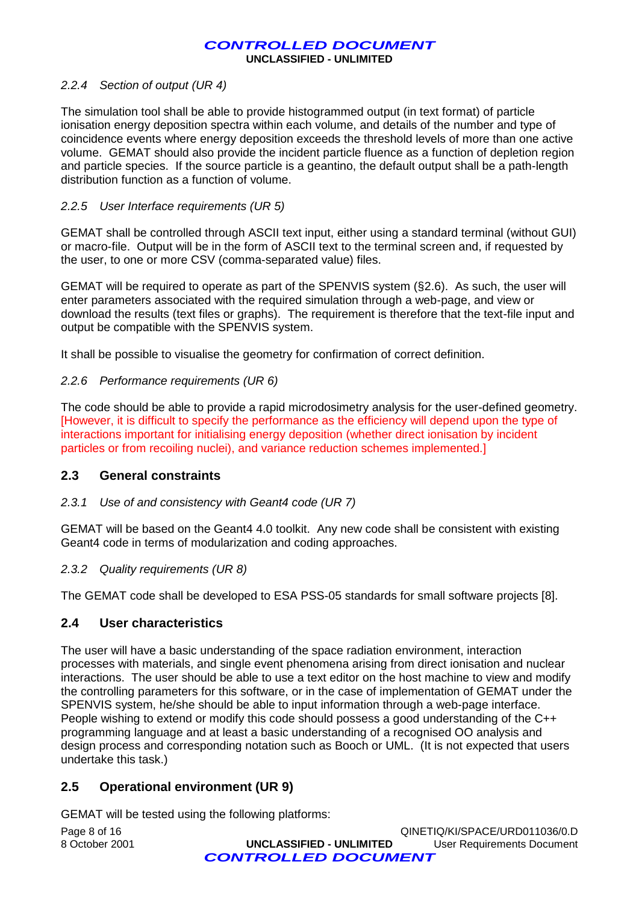#### *2.2.4 Section of output (UR 4)*

The simulation tool shall be able to provide histogrammed output (in text format) of particle ionisation energy deposition spectra within each volume, and details of the number and type of coincidence events where energy deposition exceeds the threshold levels of more than one active volume. GEMAT should also provide the incident particle fluence as a function of depletion region and particle species. If the source particle is a geantino, the default output shall be a path-length distribution function as a function of volume.

#### *2.2.5 User Interface requirements (UR 5)*

GEMAT shall be controlled through ASCII text input, either using a standard terminal (without GUI) or macro-file. Output will be in the form of ASCII text to the terminal screen and, if requested by the user, to one or more CSV (comma-separated value) files.

GEMAT will be required to operate as part of the SPENVIS system (§2.6). As such, the user will enter parameters associated with the required simulation through a web-page, and view or download the results (text files or graphs). The requirement is therefore that the text-file input and output be compatible with the SPENVIS system.

It shall be possible to visualise the geometry for confirmation of correct definition.

#### *2.2.6 Performance requirements (UR 6)*

The code should be able to provide a rapid microdosimetry analysis for the user-defined geometry. [However, it is difficult to specify the performance as the efficiency will depend upon the type of interactions important for initialising energy deposition (whether direct ionisation by incident particles or from recoiling nuclei), and variance reduction schemes implemented.]

## 2.3 General constraints

#### *2.3.1 Use of and consistency with Geant4 code (UR 7)*

GEMAT will be based on the Geant4 4.0 toolkit. Any new code shall be consistent with existing Geant4 code in terms of modularization and coding approaches.

#### *2.3.2 Quality requirements (UR 8)*

The GEMAT code shall be developed to ESA PSS-05 standards for small software projects [8].

## 2.4 User characteristics

The user will have a basic understanding of the space radiation environment, interaction processes with materials, and single event phenomena arising from direct ionisation and nuclear interactions. The user should be able to use a text editor on the host machine to view and modify the controlling parameters for this software, or in the case of implementation of GEMAT under the SPENVIS system, he/she should be able to input information through a web-page interface. People wishing to extend or modify this code should possess a good understanding of the C++ programming language and at least a basic understanding of a recognised OO analysis and design process and corresponding notation such as Booch or UML. (It is not expected that users undertake this task.)

## 2.5 Operational environment (UR 9)

GEMAT will be tested using the following platforms: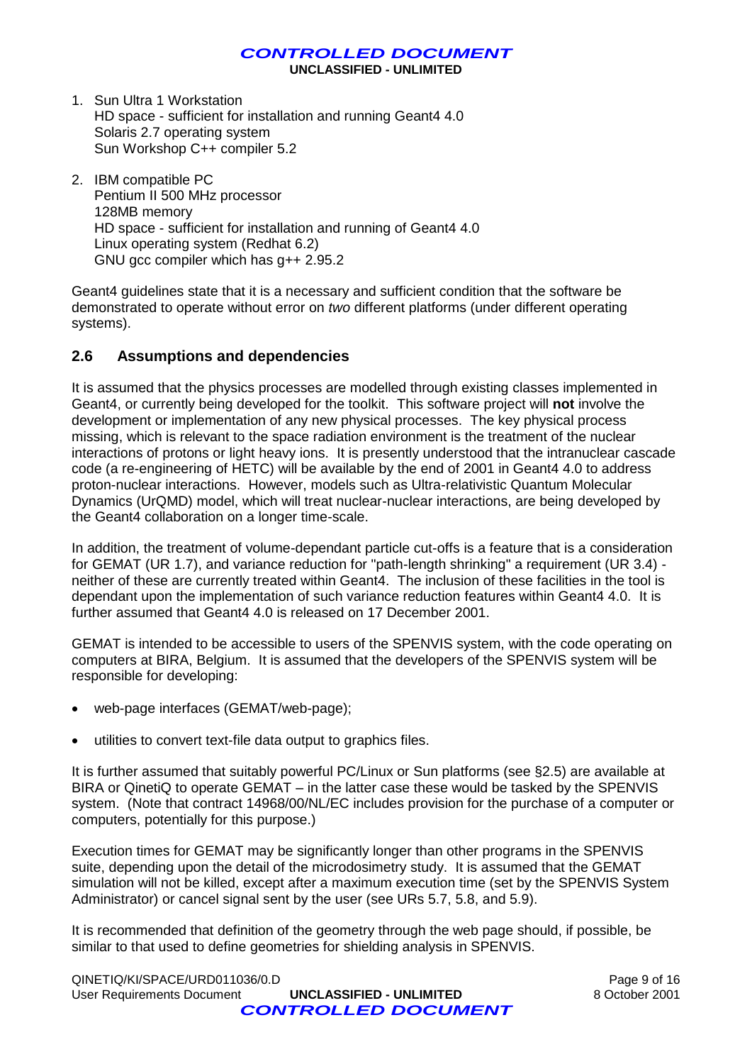1. Sun Ultra 1 Workstation
   HD space - sufficient for installation and running Geant4 4.0
   Solaris 2.7 operating system
   Sun Workshop C++ compiler 5.2

2. IBM compatible PC
   Pentium II 500 MHz processor
   128MB memory
   HD space - sufficient for installation and running of Geant4 4.0
   Linux operating system (Redhat 6.2)
   GNU gcc compiler which has g++ 2.95.2

Geant4 guidelines state that it is a necessary and sufficient condition that the software be demonstrated to operate without error on *two* different platforms (under different operating systems).

## 2.6 Assumptions and dependencies

It is assumed that the physics processes are modelled through existing classes implemented in Geant4, or currently being developed for the toolkit. This software project will **not** involve the development or implementation of any new physical processes. The key physical process missing, which is relevant to the space radiation environment is the treatment of the nuclear interactions of protons or light heavy ions. It is presently understood that the intranuclear cascade code (a re-engineering of HETC) will be available by the end of 2001 in Geant4 4.0 to address proton-nuclear interactions. However, models such as Ultra-relativistic Quantum Molecular Dynamics (UrQMD) model, which will treat nuclear-nuclear interactions, are being developed by the Geant4 collaboration on a longer time-scale.

In addition, the treatment of volume-dependant particle cut-offs is a feature that is a consideration for GEMAT (UR 1.7), and variance reduction for "path-length shrinking" a requirement (UR 3.4) - neither of these are currently treated within Geant4. The inclusion of these facilities in the tool is dependant upon the implementation of such variance reduction features within Geant4 4.0. It is further assumed that Geant4 4.0 is released on 17 December 2001.

GEMAT is intended to be accessible to users of the SPENVIS system, with the code operating on computers at BIRA, Belgium. It is assumed that the developers of the SPENVIS system will be responsible for developing:

- web-page interfaces (GEMAT/web-page);
- utilities to convert text-file data output to graphics files.

It is further assumed that suitably powerful PC/Linux or Sun platforms (see §2.5) are available at BIRA or QinetiQ to operate GEMAT – in the latter case these would be tasked by the SPENVIS system. (Note that contract 14968/00/NL/EC includes provision for the purchase of a computer or computers, potentially for this purpose.)

Execution times for GEMAT may be significantly longer than other programs in the SPENVIS suite, depending upon the detail of the microdosimetry study. It is assumed that the GEMAT simulation will not be killed, except after a maximum execution time (set by the SPENVIS System Administrator) or cancel signal sent by the user (see URs 5.7, 5.8, and 5.9).

It is recommended that definition of the geometry through the web page should, if possible, be similar to that used to define geometries for shielding analysis in SPENVIS.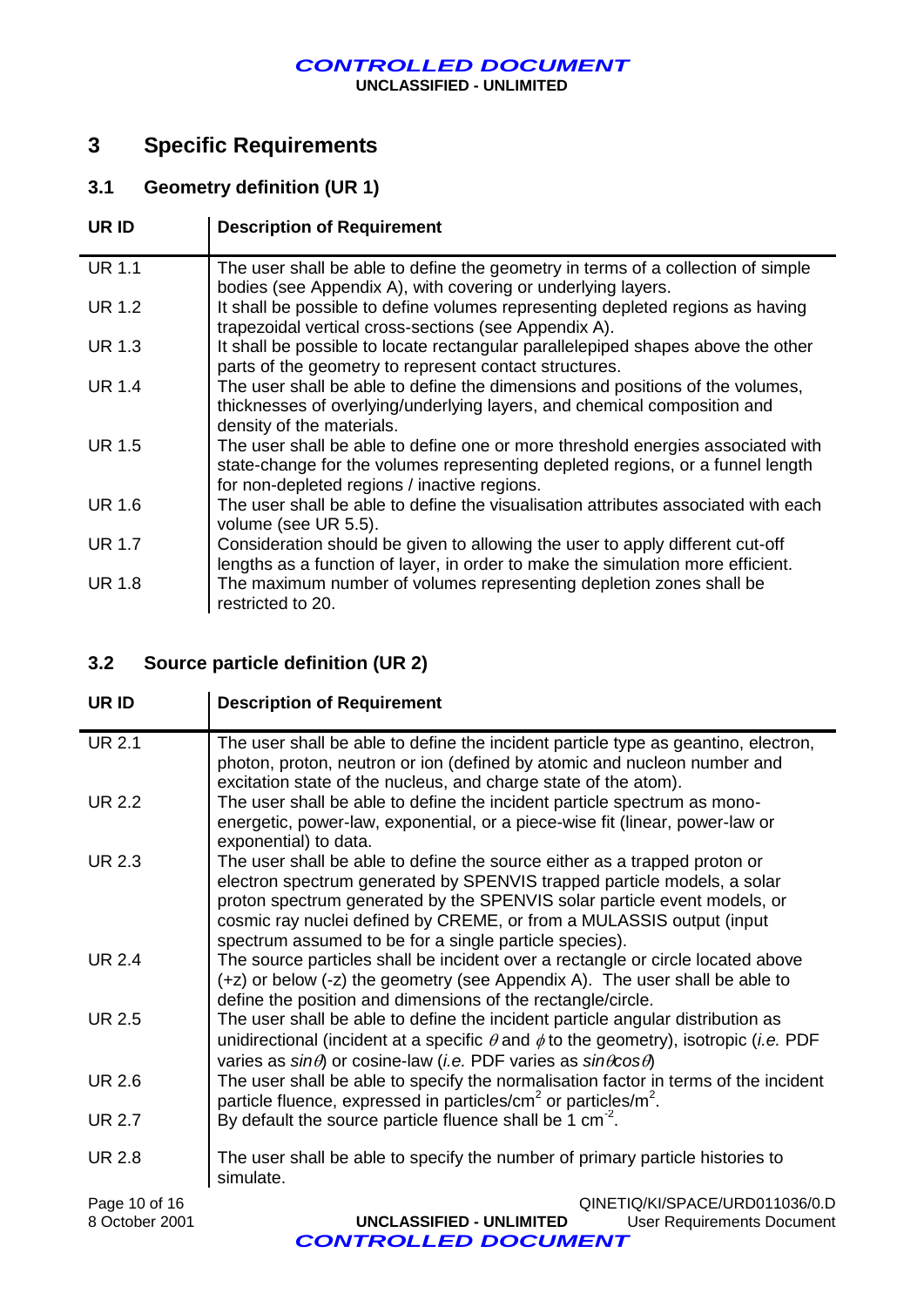## 3 Specific Requirements

### 3.1 Geometry definition (UR 1)

| UR ID | Description of Requirement |
|---|---|
| UR 1.1 | The user shall be able to define the geometry in terms of a collection of simple bodies (see Appendix A), with covering or underlying layers. |
| UR 1.2 | It shall be possible to define volumes representing depleted regions as having trapezoidal vertical cross-sections (see Appendix A). |
| UR 1.3 | It shall be possible to locate rectangular parallelepiped shapes above the other parts of the geometry to represent contact structures. |
| UR 1.4 | The user shall be able to define the dimensions and positions of the volumes, thicknesses of overlying/underlying layers, and chemical composition and density of the materials. |
| UR 1.5 | The user shall be able to define one or more threshold energies associated with state-change for the volumes representing depleted regions, or a funnel length for non-depleted regions / inactive regions. |
| UR 1.6 | The user shall be able to define the visualisation attributes associated with each volume (see UR 5.5). |
| UR 1.7 | Consideration should be given to allowing the user to apply different cut-off lengths as a function of layer, in order to make the simulation more efficient. |
| UR 1.8 | The maximum number of volumes representing depletion zones shall be restricted to 20. |

### 3.2 Source particle definition (UR 2)

| UR ID | Description of Requirement |
|---|---|
| UR 2.1 | The user shall be able to define the incident particle type as geantino, electron, photon, proton, neutron or ion (defined by atomic and nucleon number and excitation state of the nucleus, and charge state of the atom). |
| UR 2.2 | The user shall be able to define the incident particle spectrum as mono-energetic, power-law, exponential, or a piece-wise fit (linear, power-law or exponential) to data. |
| UR 2.3 | The user shall be able to define the source either as a trapped proton or electron spectrum generated by SPENVIS trapped particle models, a solar proton spectrum generated by the SPENVIS solar particle event models, or cosmic ray nuclei defined by CREME, or from a MULASSIS output (input spectrum assumed to be for a single particle species). |
| UR 2.4 | The source particles shall be incident over a rectangle or circle located above (+z) or below (-z) the geometry (see Appendix A). The user shall be able to define the position and dimensions of the rectangle/circle. |
| UR 2.5 | The user shall be able to define the incident particle angular distribution as unidirectional (incident at a specific $\theta$ and $\phi$ to the geometry), isotropic (*i.e.* PDF varies as $\sin\theta$) or cosine-law (*i.e.* PDF varies as $\sin\theta\cos\theta$) |
| UR 2.6 | The user shall be able to specify the normalisation factor in terms of the incident particle fluence, expressed in particles/cm$^2$ or particles/m$^2$. |
| UR 2.7 | By default the source particle fluence shall be 1 cm$^{-2}$. |
| UR 2.8 | The user shall be able to specify the number of primary particle histories to simulate. |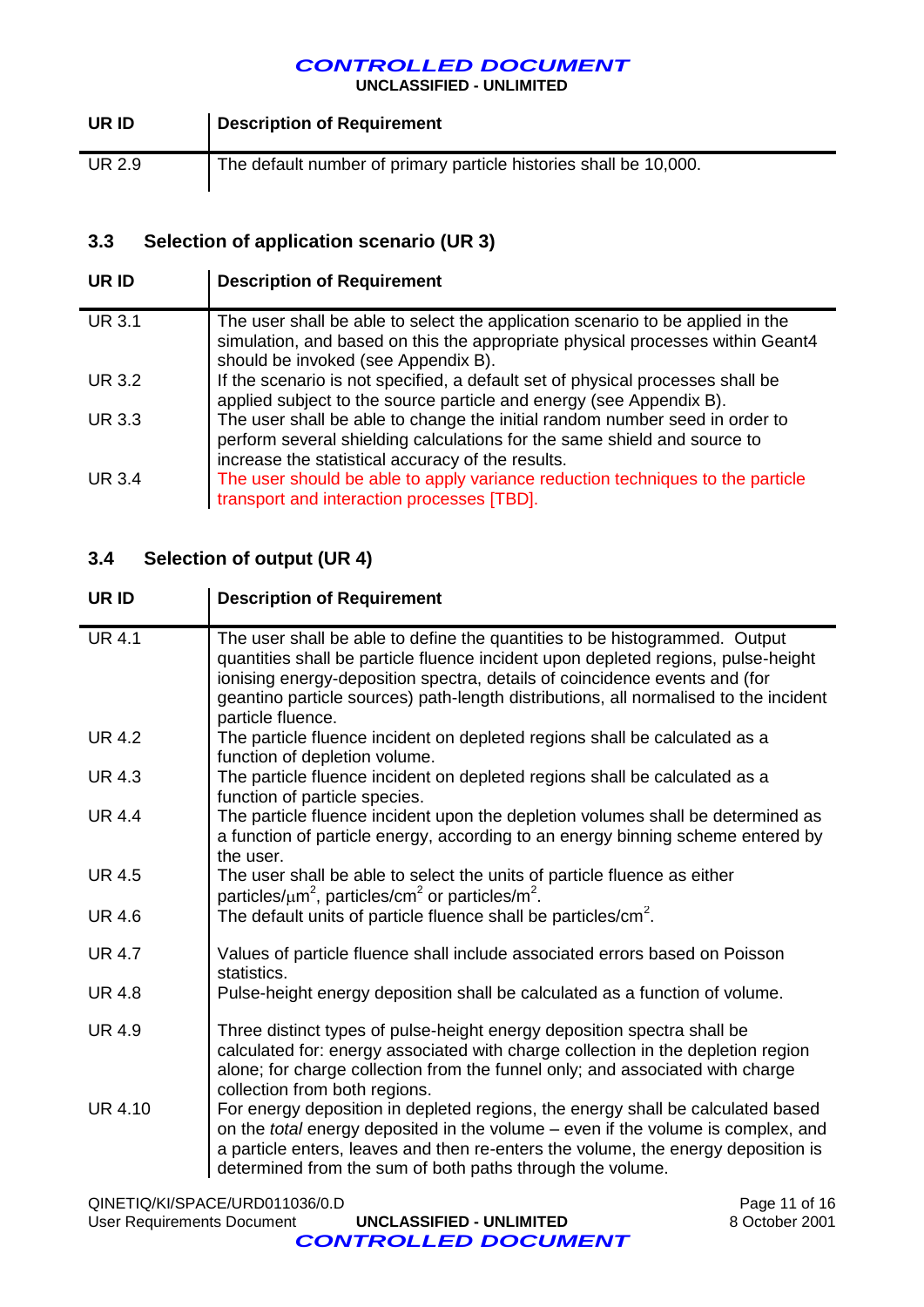| UR ID | Description of Requirement |
| --- | --- |
| UR 2.9 | The default number of primary particle histories shall be 10,000. |

### 3.3 Selection of application scenario (UR 3)

| UR ID | Description of Requirement |
| --- | --- |
| UR 3.1 | The user shall be able to select the application scenario to be applied in the simulation, and based on this the appropriate physical processes within Geant4 should be invoked (see Appendix B). |
| UR 3.2 | If the scenario is not specified, a default set of physical processes shall be applied subject to the source particle and energy (see Appendix B). |
| UR 3.3 | The user shall be able to change the initial random number seed in order to perform several shielding calculations for the same shield and source to increase the statistical accuracy of the results. |
| UR 3.4 | The user should be able to apply variance reduction techniques to the particle transport and interaction processes [TBD]. |

### 3.4 Selection of output (UR 4)

| UR ID | Description of Requirement |
| --- | --- |
| UR 4.1 | The user shall be able to define the quantities to be histogrammed. Output quantities shall be particle fluence incident upon depleted regions, pulse-height ionising energy-deposition spectra, details of coincidence events and (for geantino particle sources) path-length distributions, all normalised to the incident particle fluence. |
| UR 4.2 | The particle fluence incident on depleted regions shall be calculated as a function of depletion volume. |
| UR 4.3 | The particle fluence incident on depleted regions shall be calculated as a function of particle species. |
| UR 4.4 | The particle fluence incident upon the depletion volumes shall be determined as a function of particle energy, according to an energy binning scheme entered by the user. |
| UR 4.5 | The user shall be able to select the units of particle fluence as either particles/$\mu m^2$, particles/$cm^2$ or particles/$m^2$. |
| UR 4.6 | The default units of particle fluence shall be particles/$cm^2$. |
| UR 4.7 | Values of particle fluence shall include associated errors based on Poisson statistics. |
| UR 4.8 | Pulse-height energy deposition shall be calculated as a function of volume. |
| UR 4.9 | Three distinct types of pulse-height energy deposition spectra shall be calculated for: energy associated with charge collection in the depletion region alone; for charge collection from the funnel only; and associated with charge collection from both regions. |
| UR 4.10 | For energy deposition in depleted regions, the energy shall be calculated based on the *total* energy deposited in the volume – even if the volume is complex, and a particle enters, leaves and then re-enters the volume, the energy deposition is determined from the sum of both paths through the volume. |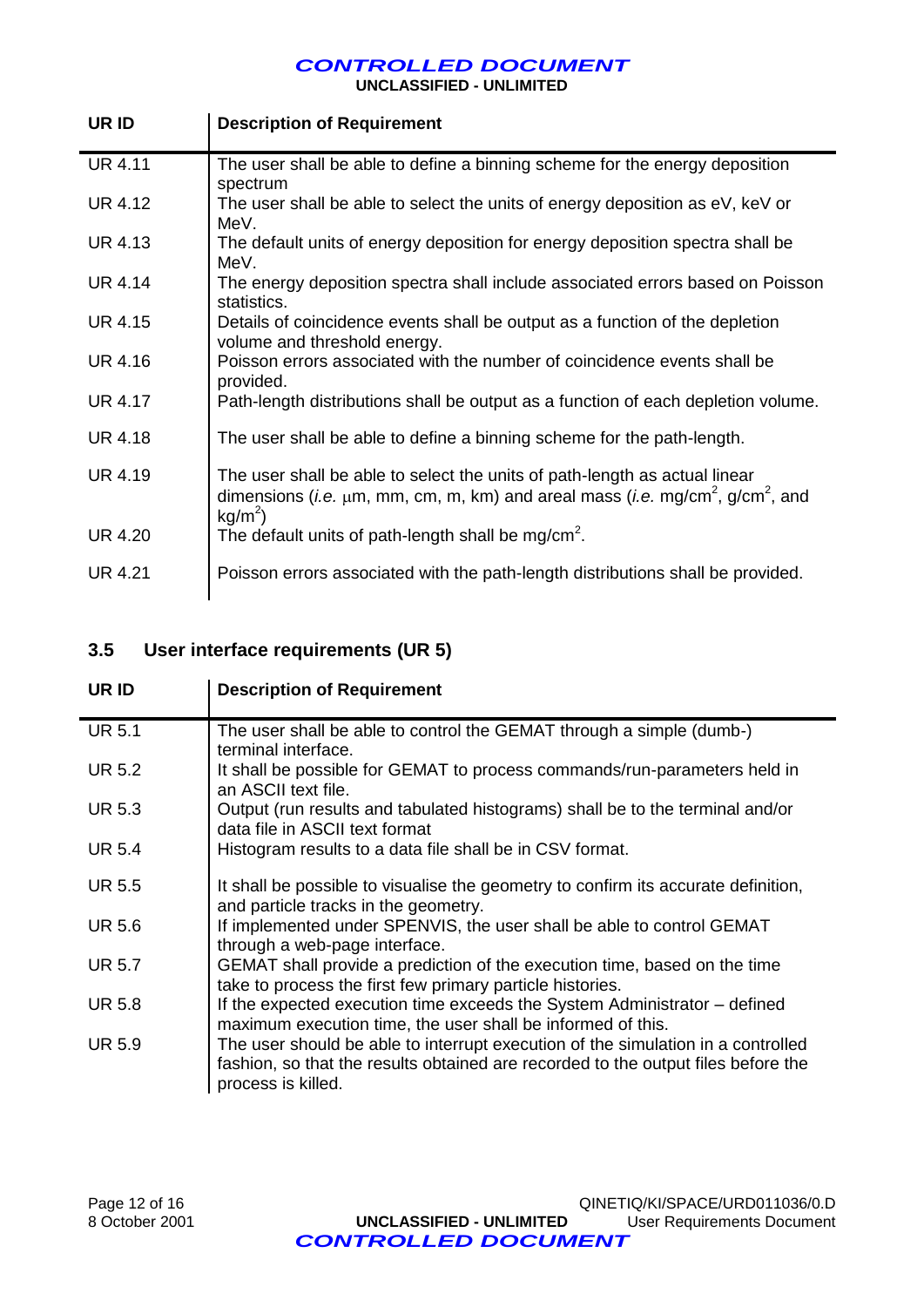| UR ID | Description of Requirement |
|---|---|
| UR 4.11 | The user shall be able to define a binning scheme for the energy deposition spectrum |
| UR 4.12 | The user shall be able to select the units of energy deposition as eV, keV or MeV. |
| UR 4.13 | The default units of energy deposition for energy deposition spectra shall be MeV. |
| UR 4.14 | The energy deposition spectra shall include associated errors based on Poisson statistics. |
| UR 4.15 | Details of coincidence events shall be output as a function of the depletion volume and threshold energy. |
| UR 4.16 | Poisson errors associated with the number of coincidence events shall be provided. |
| UR 4.17 | Path-length distributions shall be output as a function of each depletion volume. |
| UR 4.18 | The user shall be able to define a binning scheme for the path-length. |
| UR 4.19 | The user shall be able to select the units of path-length as actual linear dimensions (*i.e.* μm, mm, cm, m, km) and areal mass (*i.e.* $mg/cm^2$, $g/cm^2$, and $kg/m^2$) |
| UR 4.20 | The default units of path-length shall be $mg/cm^2$. |
| UR 4.21 | Poisson errors associated with the path-length distributions shall be provided. |

### 3.5 User interface requirements (UR 5)

| UR ID | Description of Requirement |
|---|---|
| UR 5.1 | The user shall be able to control the GEMAT through a simple (dumb-) terminal interface. |
| UR 5.2 | It shall be possible for GEMAT to process commands/run-parameters held in an ASCII text file. |
| UR 5.3 | Output (run results and tabulated histograms) shall be to the terminal and/or data file in ASCII text format |
| UR 5.4 | Histogram results to a data file shall be in CSV format. |
| UR 5.5 | It shall be possible to visualise the geometry to confirm its accurate definition, and particle tracks in the geometry. |
| UR 5.6 | If implemented under SPENVIS, the user shall be able to control GEMAT through a web-page interface. |
| UR 5.7 | GEMAT shall provide a prediction of the execution time, based on the time take to process the first few primary particle histories. |
| UR 5.8 | If the expected execution time exceeds the System Administrator – defined maximum execution time, the user shall be informed of this. |
| UR 5.9 | The user should be able to interrupt execution of the simulation in a controlled fashion, so that the results obtained are recorded to the output files before the process is killed. |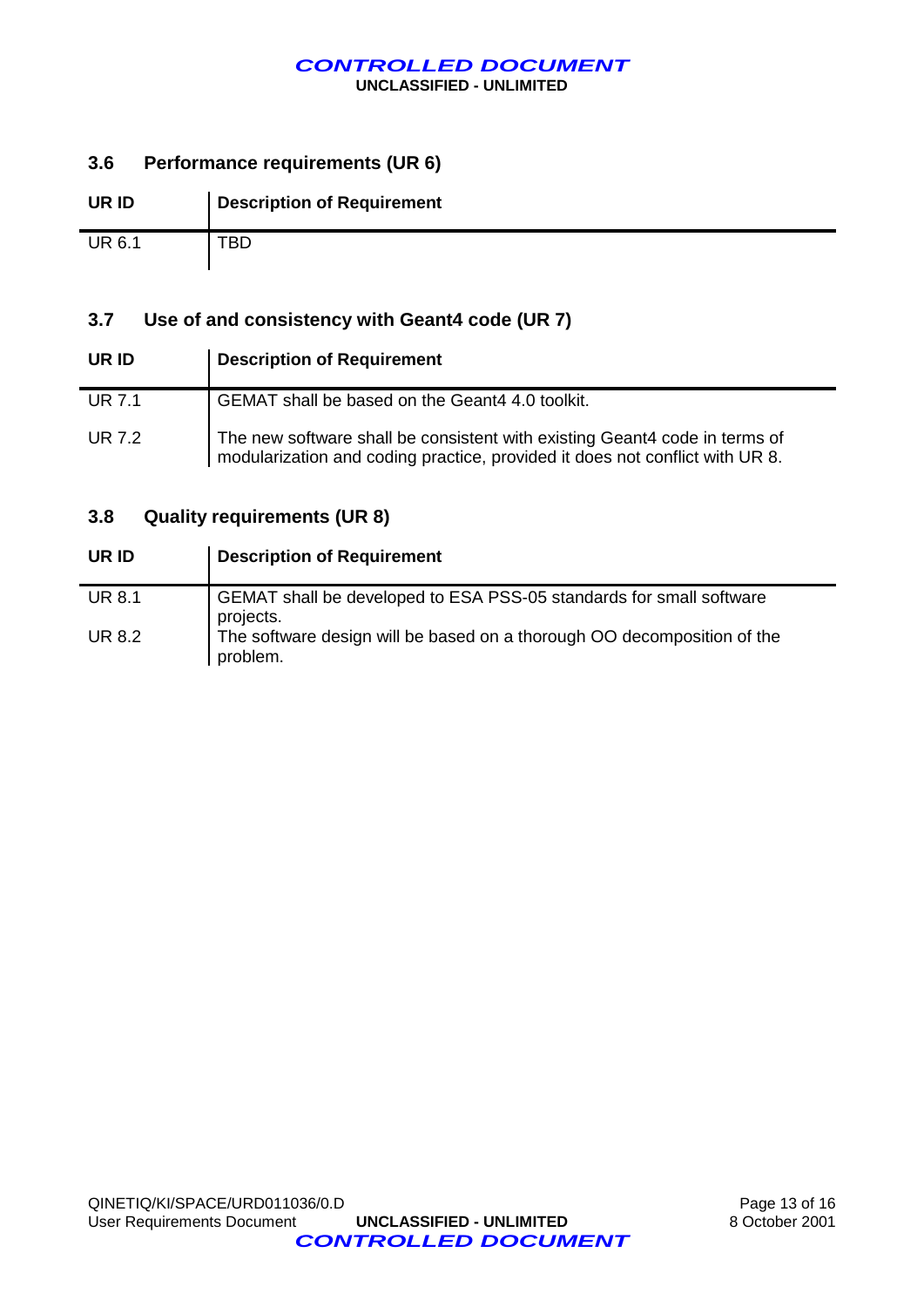### 3.6 Performance requirements (UR 6)

| UR ID | Description of Requirement |
|---|---|
| UR 6.1 | TBD |

### 3.7 Use of and consistency with Geant4 code (UR 7)

| UR ID | Description of Requirement |
|---|---|
| UR 7.1 | GEMAT shall be based on the Geant4 4.0 toolkit. |
| UR 7.2 | The new software shall be consistent with existing Geant4 code in terms of modularization and coding practice, provided it does not conflict with UR 8. |

### 3.8 Quality requirements (UR 8)

| UR ID | Description of Requirement |
|---|---|
| UR 8.1 | GEMAT shall be developed to ESA PSS-05 standards for small software projects. |
| UR 8.2 | The software design will be based on a thorough OO decomposition of the problem. |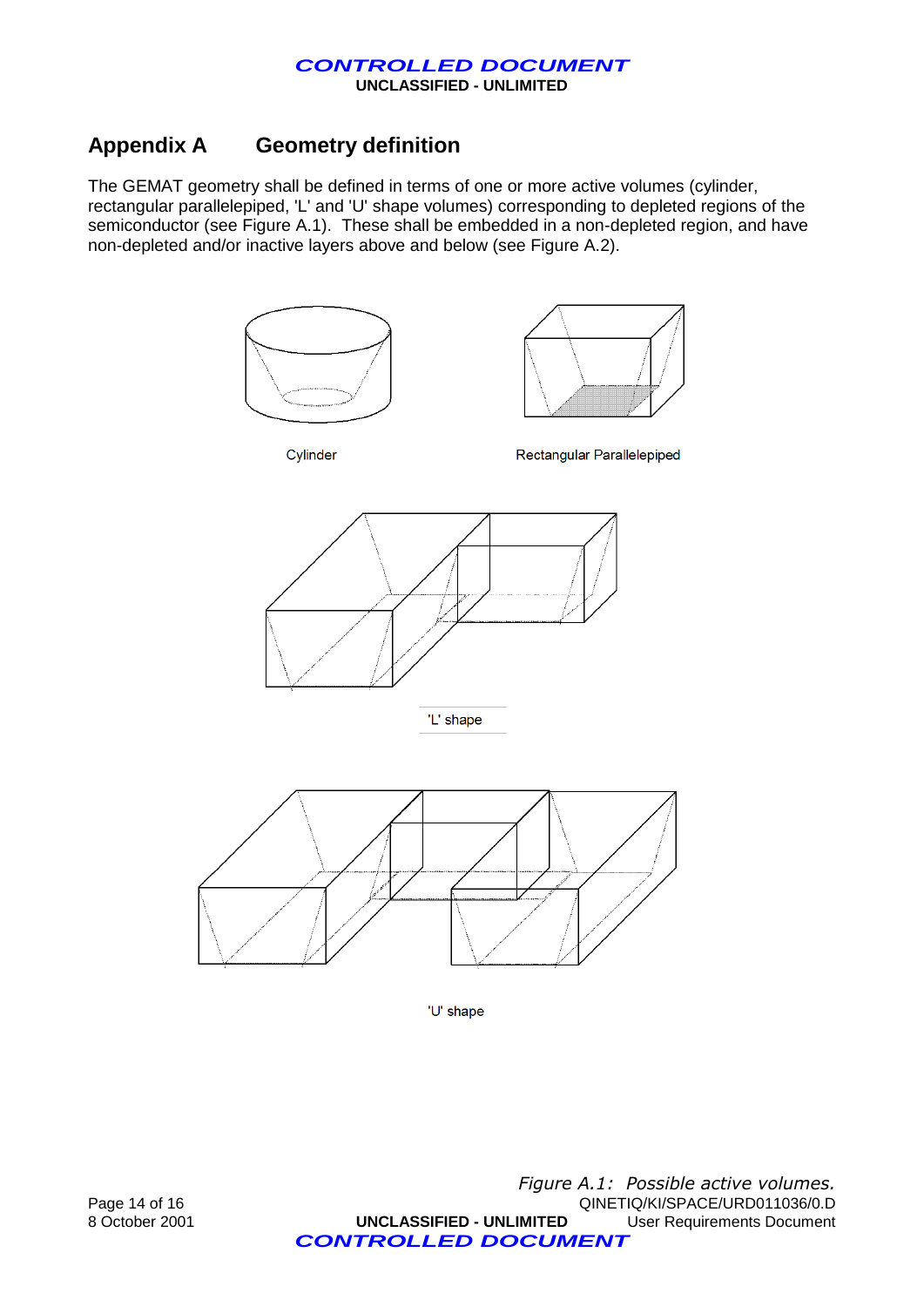# Appendix A Geometry definition

The GEMAT geometry shall be defined in terms of one or more active volumes (cylinder, rectangular parallelepiped, 'L' and 'U' shape volumes) corresponding to depleted regions of the semiconductor (see Figure A.1). These shall be embedded in a non-depleted region, and have non-depleted and/or inactive layers above and below (see Figure A.2).

Cylinder

Rectangular Parallelepiped

'L' shape

'U' shape

*Figure A.1: Possible active volumes.*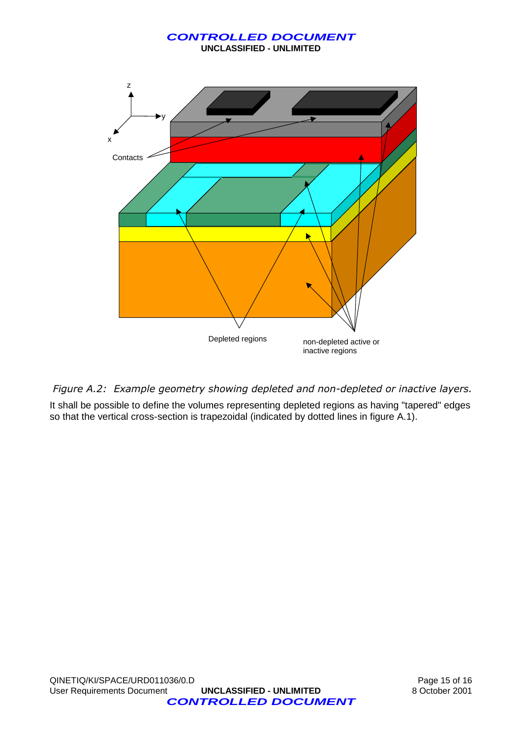*Figure A.2: Example geometry showing depleted and non-depleted or inactive layers.*

It shall be possible to define the volumes representing depleted regions as having "tapered" edges so that the vertical cross-section is trapezoidal (indicated by dotted lines in figure A.1).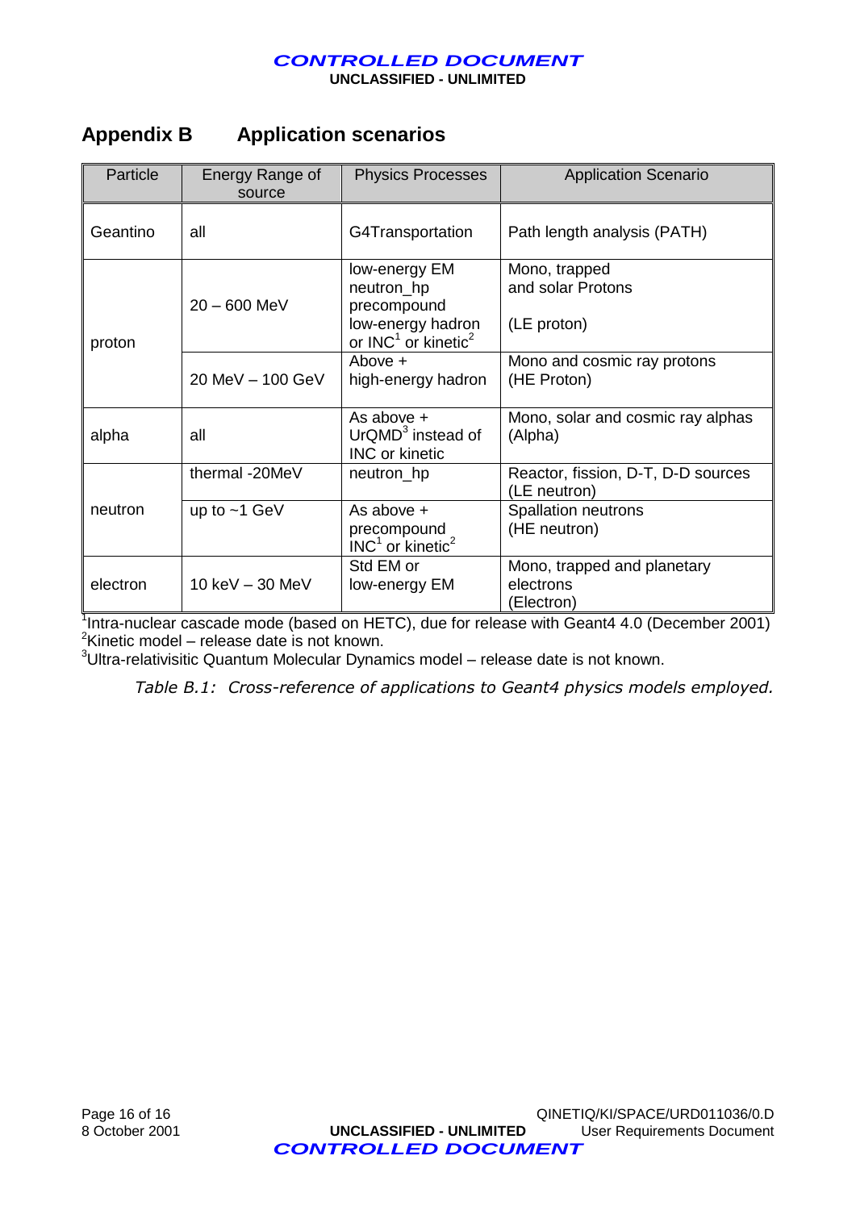## Appendix B Application scenarios

| Particle | Energy Range of source | Physics Processes | Application Scenario |
|---|---|---|---|
| Geantino | all | G4Transportation | Path length analysis (PATH) |
| proton | 20 – 600 MeV | low-energy EM<br>neutron_hp<br>precompound<br>low-energy hadron or INC[1] or kinetic[2] | Mono, trapped and solar Protons<br><br>(LE proton) |
| | 20 MeV – 100 GeV | Above +<br>high-energy hadron | Mono and cosmic ray protons (HE Proton) |
| alpha | all | As above +<br>UrQMD[3] instead of INC or kinetic | Mono, solar and cosmic ray alphas (Alpha) |
| neutron | thermal -20MeV | neutron_hp | Reactor, fission, D-T, D-D sources (LE neutron) |
| | up to ~1 GeV | As above +<br>precompound<br>INC[1] or kinetic[2] | Spallation neutrons (HE neutron) |
| electron | 10 keV – 30 MeV | Std EM or low-energy EM | Mono, trapped and planetary electrons (Electron) |

[1]Intra-nuclear cascade mode (based on HETC), due for release with Geant4 4.0 (December 2001)
[2]Kinetic model – release date is not known.
[3]Ultra-relativisitic Quantum Molecular Dynamics model – release date is not known.

*Table B.1: Cross-reference of applications to Geant4 physics models employed.*